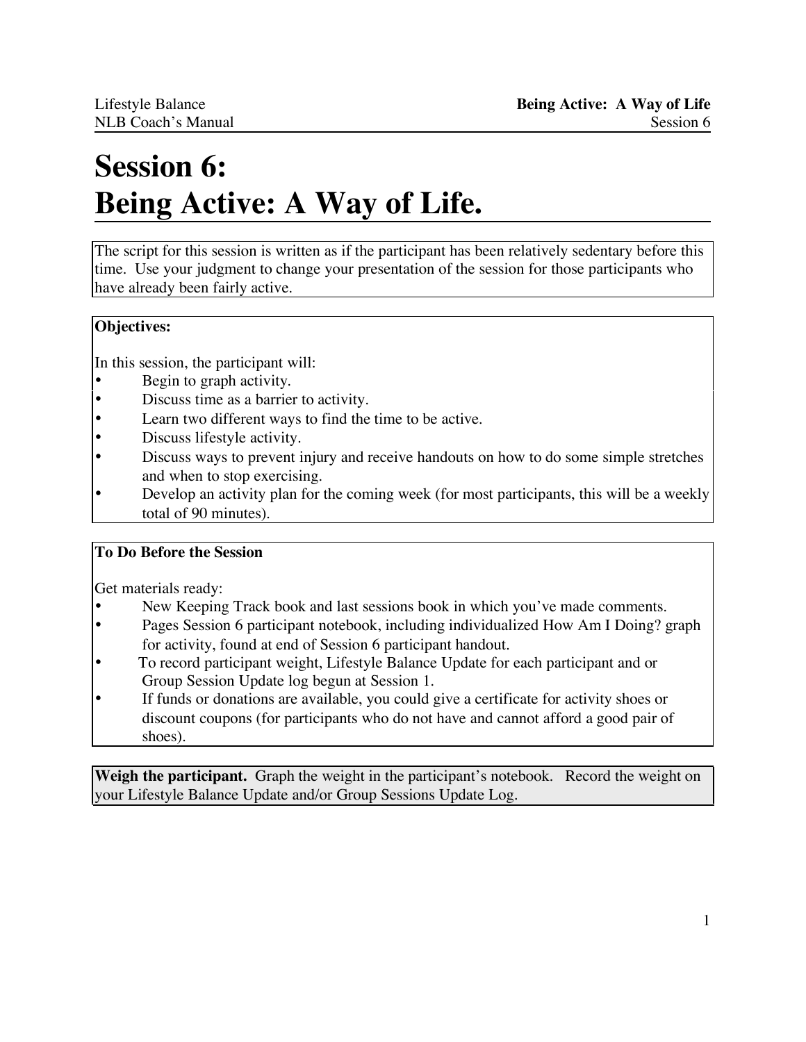# Session 6:
# Being Active: A Way of Life.

The script for this session is written as if the participant has been relatively sedentary before this time. Use your judgment to change your presentation of the session for those participants who have already been fairly active.

**Objectives:**

In this session, the participant will:

- Begin to graph activity.
- Discuss time as a barrier to activity.
- Learn two different ways to find the time to be active.
- Discuss lifestyle activity.
- Discuss ways to prevent injury and receive handouts on how to do some simple stretches and when to stop exercising.
- Develop an activity plan for the coming week (for most participants, this will be a weekly total of 90 minutes).

**To Do Before the Session**

Get materials ready:

- New Keeping Track book and last sessions book in which you've made comments.
- Pages Session 6 participant notebook, including individualized How Am I Doing? graph for activity, found at end of Session 6 participant handout.
- To record participant weight, Lifestyle Balance Update for each participant and or Group Session Update log begun at Session 1.
- If funds or donations are available, you could give a certificate for activity shoes or discount coupons (for participants who do not have and cannot afford a good pair of shoes).

**Weigh the participant.** Graph the weight in the participant's notebook. Record the weight on your Lifestyle Balance Update and/or Group Sessions Update Log.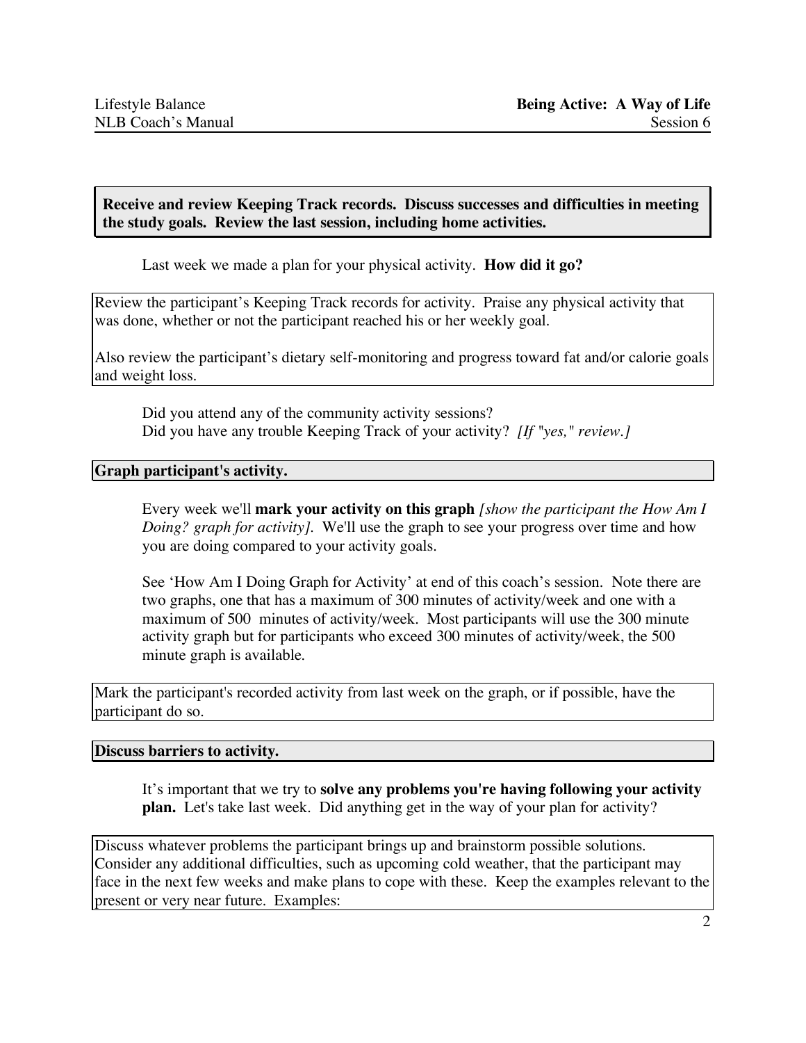**Receive and review Keeping Track records. Discuss successes and difficulties in meeting the study goals. Review the last session, including home activities.**

Last week we made a plan for your physical activity. **How did it go?**

Review the participant's Keeping Track records for activity. Praise any physical activity that was done, whether or not the participant reached his or her weekly goal.

Also review the participant's dietary self-monitoring and progress toward fat and/or calorie goals and weight loss.

Did you attend any of the community activity sessions?
Did you have any trouble Keeping Track of your activity? *[If "yes," review.]*

**Graph participant's activity.**

Every week we'll **mark your activity on this graph** *[show the participant the How Am I Doing? graph for activity].* We'll use the graph to see your progress over time and how you are doing compared to your activity goals.

See 'How Am I Doing Graph for Activity' at end of this coach's session. Note there are two graphs, one that has a maximum of 300 minutes of activity/week and one with a maximum of 500 minutes of activity/week. Most participants will use the 300 minute activity graph but for participants who exceed 300 minutes of activity/week, the 500 minute graph is available.

Mark the participant's recorded activity from last week on the graph, or if possible, have the participant do so.

**Discuss barriers to activity.**

It's important that we try to **solve any problems you're having following your activity plan.** Let's take last week. Did anything get in the way of your plan for activity?

Discuss whatever problems the participant brings up and brainstorm possible solutions. Consider any additional difficulties, such as upcoming cold weather, that the participant may face in the next few weeks and make plans to cope with these. Keep the examples relevant to the present or very near future. Examples: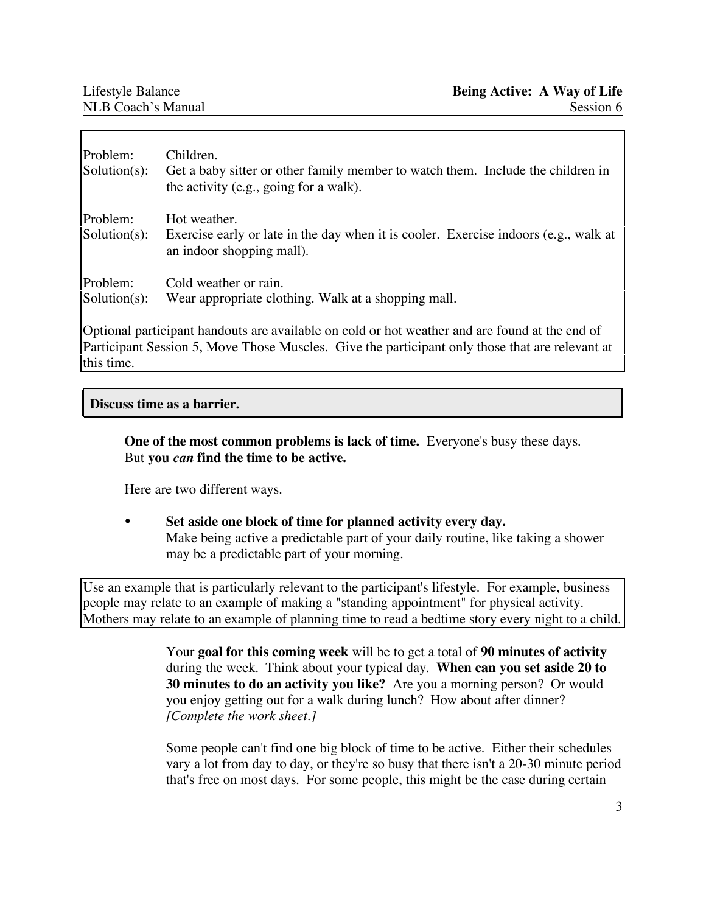Problem: Children.
Solution(s): Get a baby sitter or other family member to watch them. Include the children in the activity (e.g., going for a walk).

Problem: Hot weather.
Solution(s): Exercise early or late in the day when it is cooler. Exercise indoors (e.g., walk at an indoor shopping mall).

Problem: Cold weather or rain.
Solution(s): Wear appropriate clothing. Walk at a shopping mall.

Optional participant handouts are available on cold or hot weather and are found at the end of Participant Session 5, Move Those Muscles. Give the participant only those that are relevant at this time.

**Discuss time as a barrier.**

**One of the most common problems is lack of time.** Everyone's busy these days. But **you *can* find the time to be active.**

Here are two different ways.

- **Set aside one block of time for planned activity every day.**
  Make being active a predictable part of your daily routine, like taking a shower may be a predictable part of your morning.

Use an example that is particularly relevant to the participant's lifestyle. For example, business people may relate to an example of making a "standing appointment" for physical activity. Mothers may relate to an example of planning time to read a bedtime story every night to a child.

Your **goal for this coming week** will be to get a total of **90 minutes of activity** during the week. Think about your typical day. **When can you set aside 20 to 30 minutes to do an activity you like?** Are you a morning person? Or would you enjoy getting out for a walk during lunch? How about after dinner? *[Complete the work sheet.]*

Some people can't find one big block of time to be active. Either their schedules vary a lot from day to day, or they're so busy that there isn't a 20-30 minute period that's free on most days. For some people, this might be the case during certain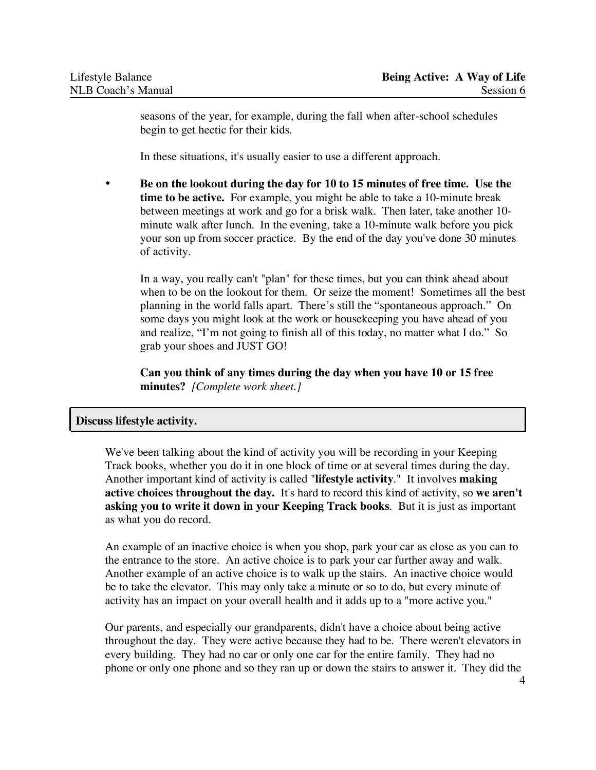seasons of the year, for example, during the fall when after-school schedules begin to get hectic for their kids.

In these situations, it's usually easier to use a different approach.

- **Be on the lookout during the day for 10 to 15 minutes of free time. Use the time to be active.** For example, you might be able to take a 10-minute break between meetings at work and go for a brisk walk. Then later, take another 10-minute walk after lunch. In the evening, take a 10-minute walk before you pick your son up from soccer practice. By the end of the day you've done 30 minutes of activity.

  In a way, you really can't "plan" for these times, but you can think ahead about when to be on the lookout for them. Or seize the moment! Sometimes all the best planning in the world falls apart. There's still the "spontaneous approach." On some days you might look at the work or housekeeping you have ahead of you and realize, "I'm not going to finish all of this today, no matter what I do." So grab your shoes and JUST GO!

  **Can you think of any times during the day when you have 10 or 15 free minutes?** *[Complete work sheet.]*

**Discuss lifestyle activity.**

We've been talking about the kind of activity you will be recording in your Keeping Track books, whether you do it in one block of time or at several times during the day. Another important kind of activity is called "**lifestyle activity**." It involves **making active choices throughout the day.** It's hard to record this kind of activity, so **we aren't asking you to write it down in your Keeping Track books**. But it is just as important as what you do record.

An example of an inactive choice is when you shop, park your car as close as you can to the entrance to the store. An active choice is to park your car further away and walk. Another example of an active choice is to walk up the stairs. An inactive choice would be to take the elevator. This may only take a minute or so to do, but every minute of activity has an impact on your overall health and it adds up to a "more active you."

Our parents, and especially our grandparents, didn't have a choice about being active throughout the day. They were active because they had to be. There weren't elevators in every building. They had no car or only one car for the entire family. They had no phone or only one phone and so they ran up or down the stairs to answer it. They did the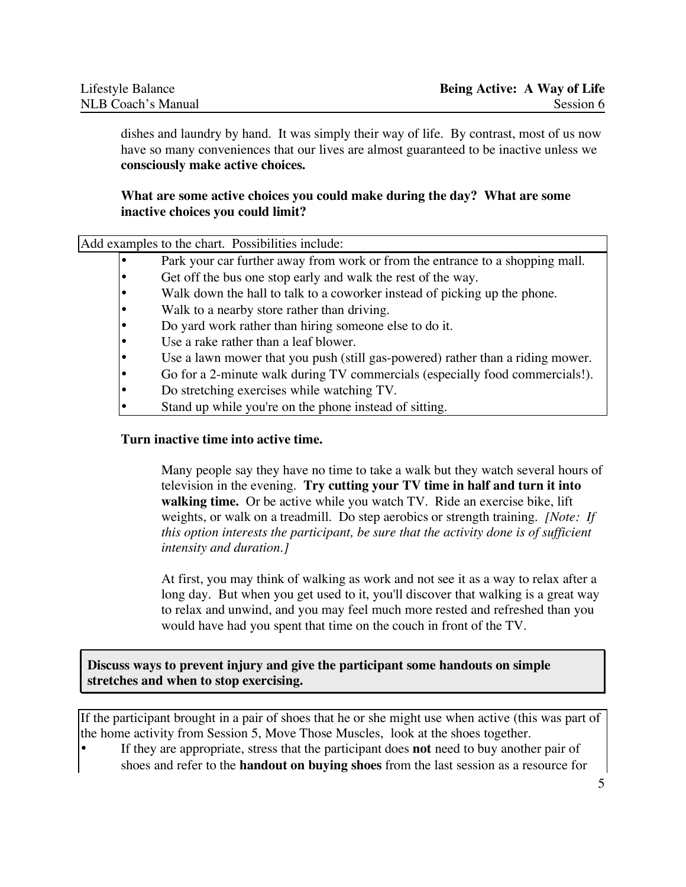dishes and laundry by hand. It was simply their way of life. By contrast, most of us now have so many conveniences that our lives are almost guaranteed to be inactive unless we **consciously make active choices.**

**What are some active choices you could make during the day? What are some inactive choices you could limit?**

Add examples to the chart. Possibilities include:

- Park your car further away from work or from the entrance to a shopping mall.
- Get off the bus one stop early and walk the rest of the way.
- Walk down the hall to talk to a coworker instead of picking up the phone.
- Walk to a nearby store rather than driving.
- Do yard work rather than hiring someone else to do it.
- Use a rake rather than a leaf blower.
- Use a lawn mower that you push (still gas-powered) rather than a riding mower.
- Go for a 2-minute walk during TV commercials (especially food commercials!).
- Do stretching exercises while watching TV.
- Stand up while you're on the phone instead of sitting.

**Turn inactive time into active time.**

Many people say they have no time to take a walk but they watch several hours of television in the evening. **Try cutting your TV time in half and turn it into walking time.** Or be active while you watch TV. Ride an exercise bike, lift weights, or walk on a treadmill. Do step aerobics or strength training. *[Note: If this option interests the participant, be sure that the activity done is of sufficient intensity and duration.]*

At first, you may think of walking as work and not see it as a way to relax after a long day. But when you get used to it, you'll discover that walking is a great way to relax and unwind, and you may feel much more rested and refreshed than you would have had you spent that time on the couch in front of the TV.

**Discuss ways to prevent injury and give the participant some handouts on simple stretches and when to stop exercising.**

If the participant brought in a pair of shoes that he or she might use when active (this was part of the home activity from Session 5, Move Those Muscles, look at the shoes together.

- If they are appropriate, stress that the participant does **not** need to buy another pair of shoes and refer to the **handout on buying shoes** from the last session as a resource for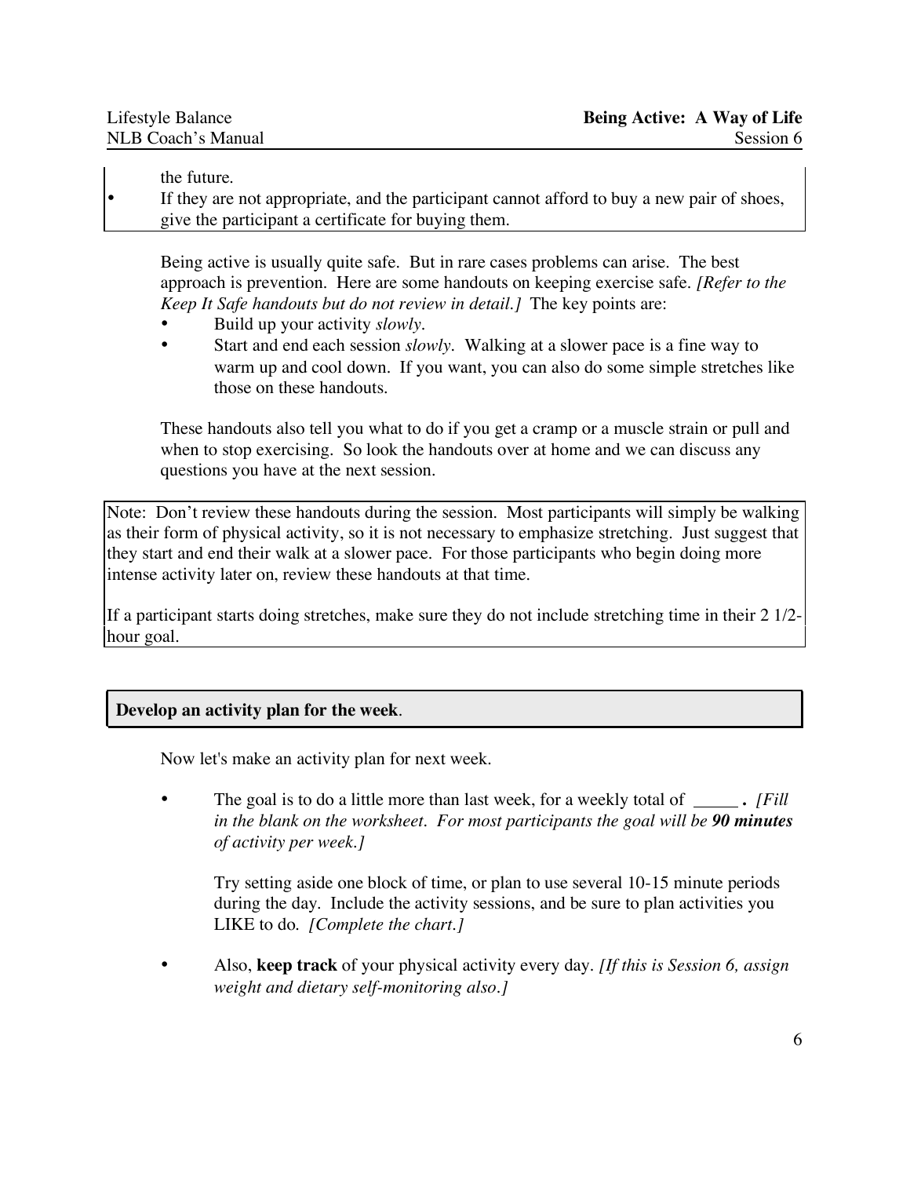the future.

- If they are not appropriate, and the participant cannot afford to buy a new pair of shoes, give the participant a certificate for buying them.

Being active is usually quite safe. But in rare cases problems can arise. The best approach is prevention. Here are some handouts on keeping exercise safe. *[Refer to the Keep It Safe handouts but do not review in detail.]* The key points are:

- Build up your activity *slowly*.
- Start and end each session *slowly*. Walking at a slower pace is a fine way to warm up and cool down. If you want, you can also do some simple stretches like those on these handouts.

These handouts also tell you what to do if you get a cramp or a muscle strain or pull and when to stop exercising. So look the handouts over at home and we can discuss any questions you have at the next session.

Note: Don't review these handouts during the session. Most participants will simply be walking as their form of physical activity, so it is not necessary to emphasize stretching. Just suggest that they start and end their walk at a slower pace. For those participants who begin doing more intense activity later on, review these handouts at that time.

If a participant starts doing stretches, make sure they do not include stretching time in their 2 1/2-hour goal.

**Develop an activity plan for the week**.

Now let's make an activity plan for next week.

- The goal is to do a little more than last week, for a weekly total of _____ **.** *[Fill in the blank on the worksheet. For most participants the goal will be* ***90 minutes*** *of activity per week.]*

  Try setting aside one block of time, or plan to use several 10-15 minute periods during the day. Include the activity sessions, and be sure to plan activities you LIKE to do. *[Complete the chart.]*

- Also, **keep track** of your physical activity every day. *[If this is Session 6, assign weight and dietary self-monitoring also.]*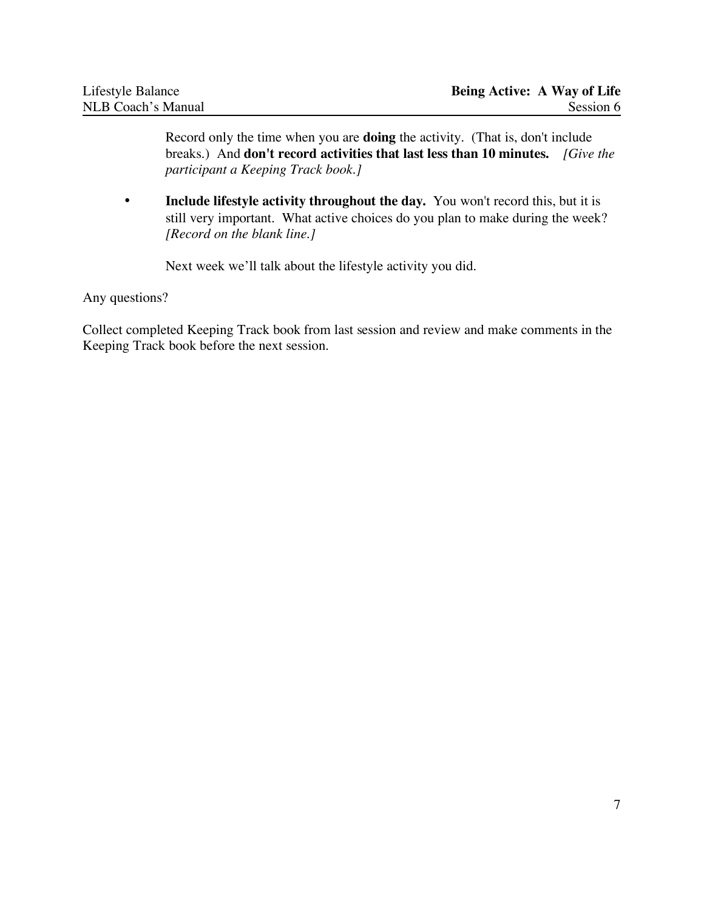Record only the time when you are **doing** the activity. (That is, don't include breaks.) And **don't record activities that last less than 10 minutes.** *[Give the participant a Keeping Track book.]*

- **Include lifestyle activity throughout the day.** You won't record this, but it is still very important. What active choices do you plan to make during the week? *[Record on the blank line.]*

  Next week we'll talk about the lifestyle activity you did.

Any questions?

Collect completed Keeping Track book from last session and review and make comments in the Keeping Track book before the next session.